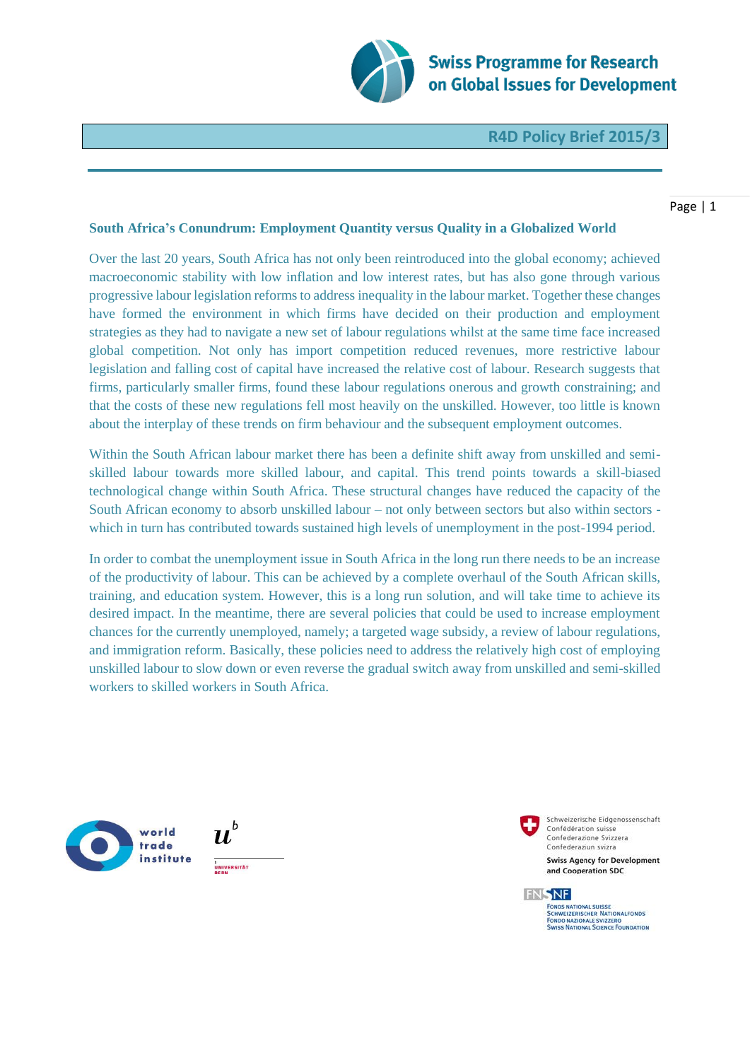Swiss Programme for Research on Global Issues for Development

R4D Policy Brief 2015/3

## South Africa's Conundrum: Employment Quantity versus Quality in a Globalized World

Over the last 20 years, South Africa has not only been reintroduced into the global economy; achieved macroeconomic stability with low inflation and low interest rates, but has also gone through various progressive labour legislation reforms to address inequality in the labour market. Together these changes have formed the environment in which firms have decided on their production and employment strategies as they had to navigate a new set of labour regulations whilst at the same time face increased global competition. Not only has import competition reduced revenues, more restrictive labour legislation and falling cost of capital have increased the relative cost of labour. Research suggests that firms, particularly smaller firms, found these labour regulations onerous and growth constraining; and that the costs of these new regulations fell most heavily on the unskilled. However, too little is known about the interplay of these trends on firm behaviour and the subsequent employment outcomes.

Within the South African labour market there has been a definite shift away from unskilled and semi-skilled labour towards more skilled labour, and capital. This trend points towards a skill-biased technological change within South Africa. These structural changes have reduced the capacity of the South African economy to absorb unskilled labour – not only between sectors but also within sectors - which in turn has contributed towards sustained high levels of unemployment in the post-1994 period.

In order to combat the unemployment issue in South Africa in the long run there needs to be an increase of the productivity of labour. This can be achieved by a complete overhaul of the South African skills, training, and education system. However, this is a long run solution, and will take time to achieve its desired impact. In the meantime, there are several policies that could be used to increase employment chances for the currently unemployed, namely; a targeted wage subsidy, a review of labour regulations, and immigration reform. Basically, these policies need to address the relatively high cost of employing unskilled labour to slow down or even reverse the gradual switch away from unskilled and semi-skilled workers to skilled workers in South Africa.

world trade institute

UNIVERSITÄT BERN

Schweizerische Eidgenossenschaft
Confédération suisse
Confederazione Svizzera
Confederaziun svizra

Swiss Agency for Development and Cooperation SDC

FNSNF
Fonds National Suisse
Schweizerischer Nationalfonds
Fondo Nazionale Svizzero
Swiss National Science Foundation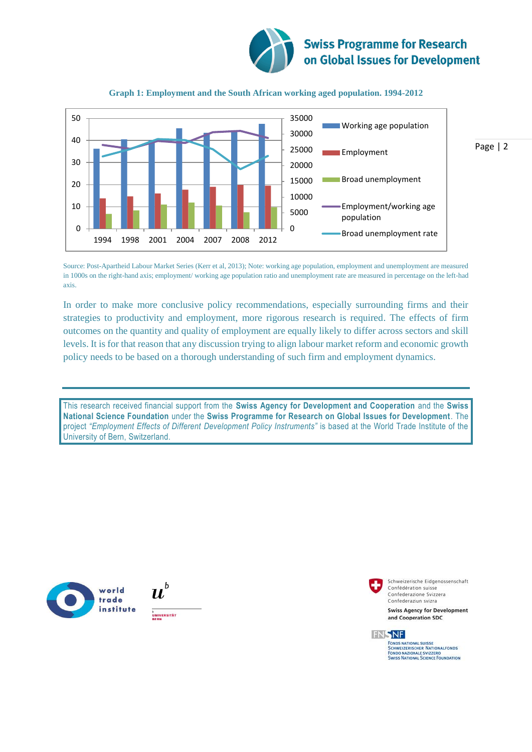**Graph 1: Employment and the South African working aged population. 1994-2012**

Source: Post-Apartheid Labour Market Series (Kerr et al, 2013); Note: working age population, employment and unemployment are measured in 1000s on the right-hand axis; employment/ working age population ratio and unemployment rate are measured in percentage on the left-had axis.

In order to make more conclusive policy recommendations, especially surrounding firms and their strategies to productivity and employment, more rigorous research is required. The effects of firm outcomes on the quantity and quality of employment are equally likely to differ across sectors and skill levels. It is for that reason that any discussion trying to align labour market reform and economic growth policy needs to be based on a thorough understanding of such firm and employment dynamics.

---

This research received financial support from the **Swiss Agency for Development and Cooperation** and the **Swiss National Science Foundation** under the **Swiss Programme for Research on Global Issues for Development**. The project *"Employment Effects of Different Development Policy Instruments"* is based at the World Trade Institute of the University of Bern, Switzerland.